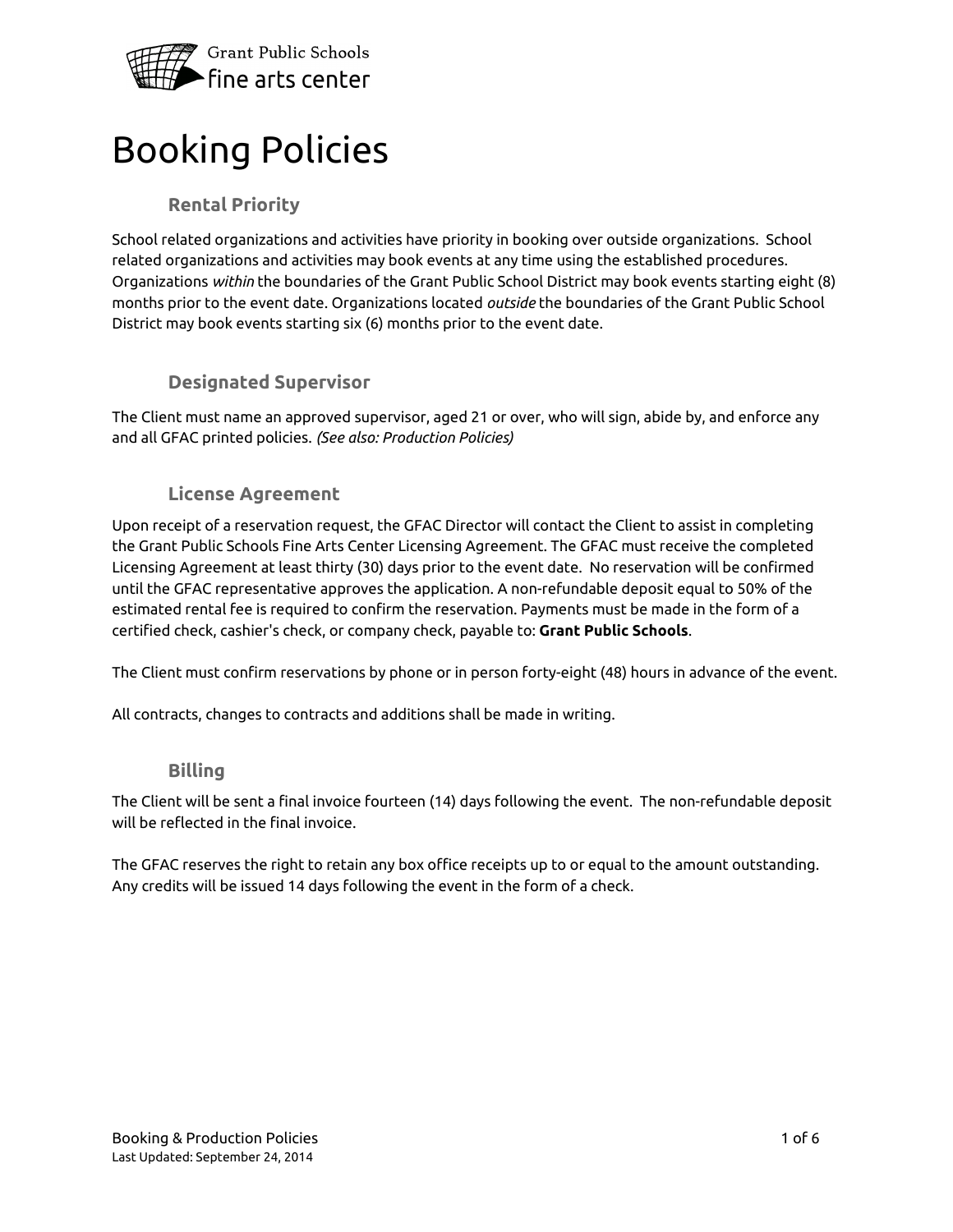Grant Public Schools
fine arts center

# Booking Policies

## Rental Priority

School related organizations and activities have priority in booking over outside organizations. School related organizations and activities may book events at any time using the established procedures. Organizations *within* the boundaries of the Grant Public School District may book events starting eight (8) months prior to the event date. Organizations located *outside* the boundaries of the Grant Public School District may book events starting six (6) months prior to the event date.

## Designated Supervisor

The Client must name an approved supervisor, aged 21 or over, who will sign, abide by, and enforce any and all GFAC printed policies. *(See also: Production Policies)*

## License Agreement

Upon receipt of a reservation request, the GFAC Director will contact the Client to assist in completing the Grant Public Schools Fine Arts Center Licensing Agreement. The GFAC must receive the completed Licensing Agreement at least thirty (30) days prior to the event date. No reservation will be confirmed until the GFAC representative approves the application. A non-refundable deposit equal to 50% of the estimated rental fee is required to confirm the reservation. Payments must be made in the form of a certified check, cashier's check, or company check, payable to: **Grant Public Schools**.

The Client must confirm reservations by phone or in person forty-eight (48) hours in advance of the event.

All contracts, changes to contracts and additions shall be made in writing.

## Billing

The Client will be sent a final invoice fourteen (14) days following the event. The non-refundable deposit will be reflected in the final invoice.

The GFAC reserves the right to retain any box office receipts up to or equal to the amount outstanding. Any credits will be issued 14 days following the event in the form of a check.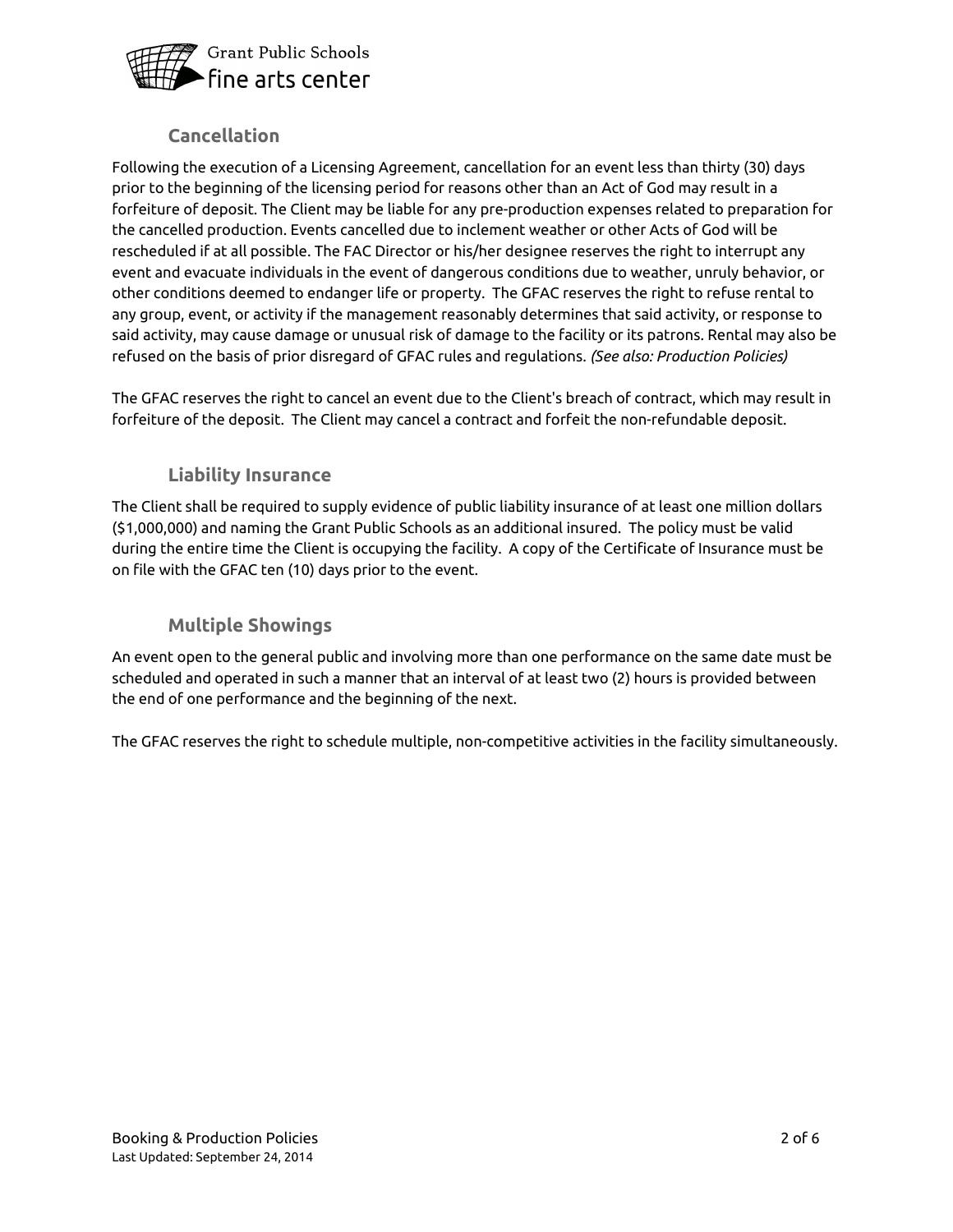## Cancellation

Following the execution of a Licensing Agreement, cancellation for an event less than thirty (30) days prior to the beginning of the licensing period for reasons other than an Act of God may result in a forfeiture of deposit. The Client may be liable for any pre-production expenses related to preparation for the cancelled production. Events cancelled due to inclement weather or other Acts of God will be rescheduled if at all possible. The FAC Director or his/her designee reserves the right to interrupt any event and evacuate individuals in the event of dangerous conditions due to weather, unruly behavior, or other conditions deemed to endanger life or property. The GFAC reserves the right to refuse rental to any group, event, or activity if the management reasonably determines that said activity, or response to said activity, may cause damage or unusual risk of damage to the facility or its patrons. Rental may also be refused on the basis of prior disregard of GFAC rules and regulations. *(See also: Production Policies)*

The GFAC reserves the right to cancel an event due to the Client's breach of contract, which may result in forfeiture of the deposit. The Client may cancel a contract and forfeit the non-refundable deposit.

## Liability Insurance

The Client shall be required to supply evidence of public liability insurance of at least one million dollars ($1,000,000) and naming the Grant Public Schools as an additional insured. The policy must be valid during the entire time the Client is occupying the facility. A copy of the Certificate of Insurance must be on file with the GFAC ten (10) days prior to the event.

## Multiple Showings

An event open to the general public and involving more than one performance on the same date must be scheduled and operated in such a manner that an interval of at least two (2) hours is provided between the end of one performance and the beginning of the next.

The GFAC reserves the right to schedule multiple, non-competitive activities in the facility simultaneously.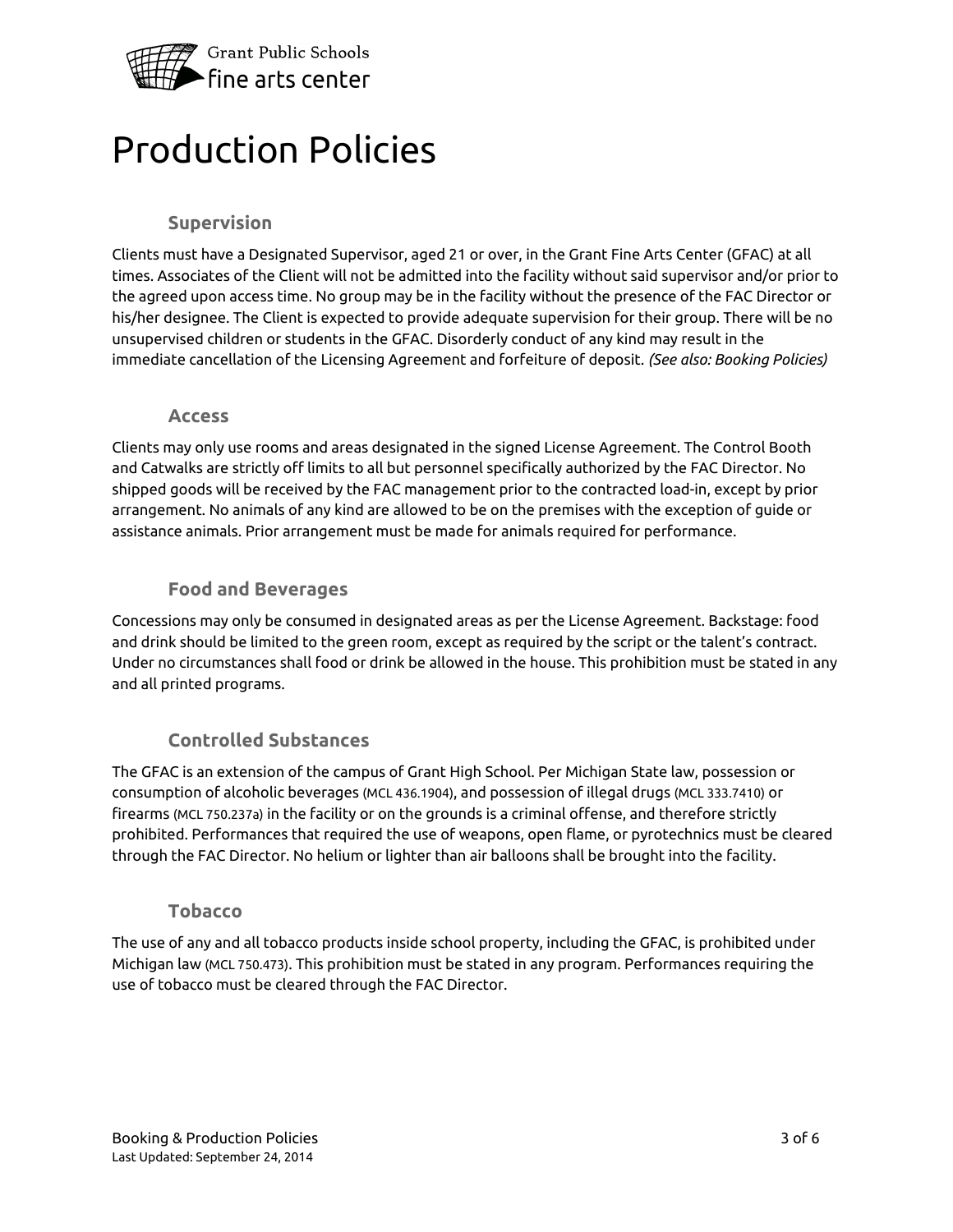# Production Policies

## Supervision

Clients must have a Designated Supervisor, aged 21 or over, in the Grant Fine Arts Center (GFAC) at all times. Associates of the Client will not be admitted into the facility without said supervisor and/or prior to the agreed upon access time. No group may be in the facility without the presence of the FAC Director or his/her designee. The Client is expected to provide adequate supervision for their group. There will be no unsupervised children or students in the GFAC. Disorderly conduct of any kind may result in the immediate cancellation of the Licensing Agreement and forfeiture of deposit. *(See also: Booking Policies)*

## Access

Clients may only use rooms and areas designated in the signed License Agreement. The Control Booth and Catwalks are strictly off limits to all but personnel specifically authorized by the FAC Director. No shipped goods will be received by the FAC management prior to the contracted load-in, except by prior arrangement. No animals of any kind are allowed to be on the premises with the exception of guide or assistance animals. Prior arrangement must be made for animals required for performance.

## Food and Beverages

Concessions may only be consumed in designated areas as per the License Agreement. Backstage: food and drink should be limited to the green room, except as required by the script or the talent's contract. Under no circumstances shall food or drink be allowed in the house. This prohibition must be stated in any and all printed programs.

## Controlled Substances

The GFAC is an extension of the campus of Grant High School. Per Michigan State law, possession or consumption of alcoholic beverages (MCL 436.1904), and possession of illegal drugs (MCL 333.7410) or firearms (MCL 750.237a) in the facility or on the grounds is a criminal offense, and therefore strictly prohibited. Performances that required the use of weapons, open flame, or pyrotechnics must be cleared through the FAC Director. No helium or lighter than air balloons shall be brought into the facility.

## Tobacco

The use of any and all tobacco products inside school property, including the GFAC, is prohibited under Michigan law (MCL 750.473). This prohibition must be stated in any program. Performances requiring the use of tobacco must be cleared through the FAC Director.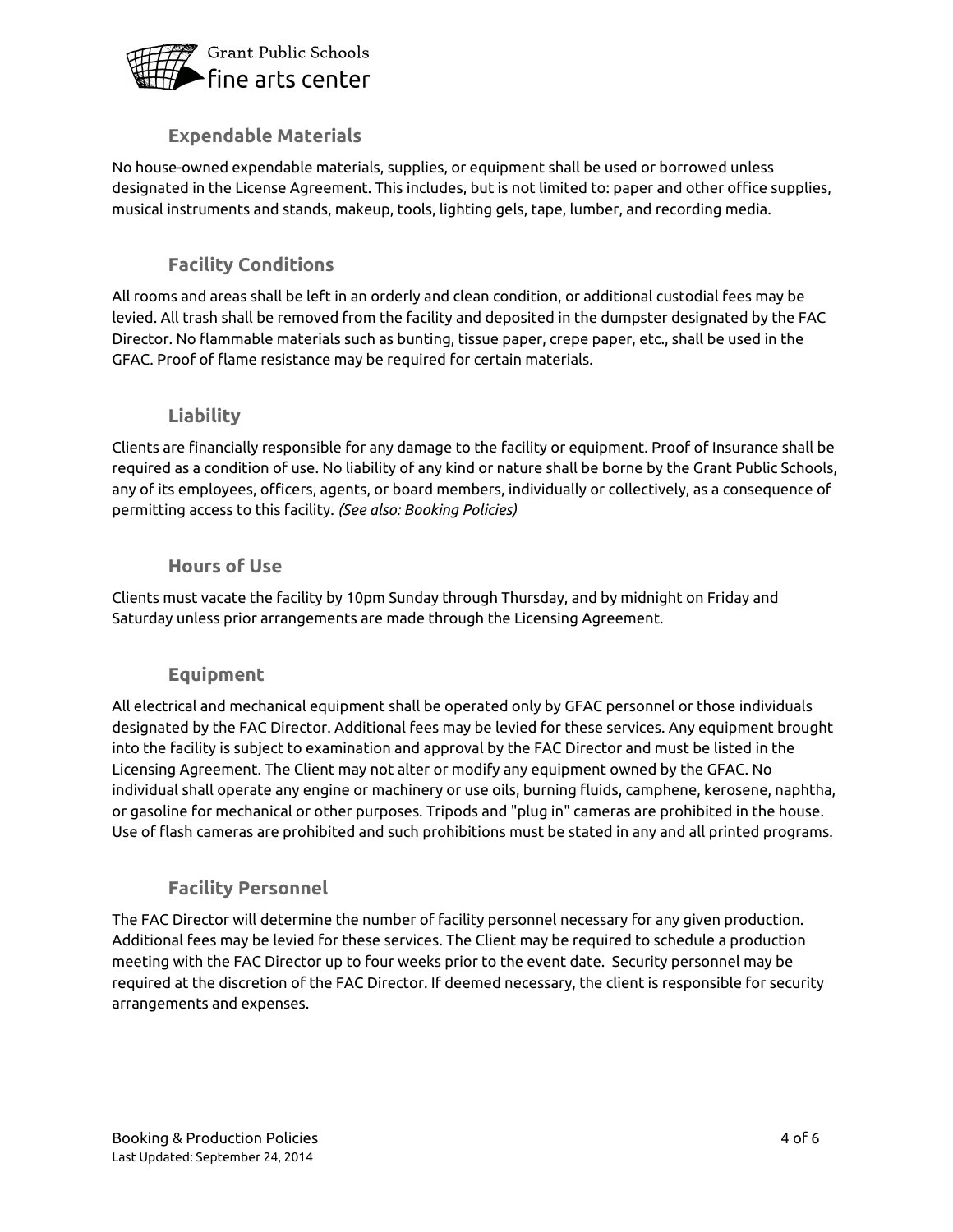### Expendable Materials

No house-owned expendable materials, supplies, or equipment shall be used or borrowed unless designated in the License Agreement. This includes, but is not limited to: paper and other office supplies, musical instruments and stands, makeup, tools, lighting gels, tape, lumber, and recording media.

### Facility Conditions

All rooms and areas shall be left in an orderly and clean condition, or additional custodial fees may be levied. All trash shall be removed from the facility and deposited in the dumpster designated by the FAC Director. No flammable materials such as bunting, tissue paper, crepe paper, etc., shall be used in the GFAC. Proof of flame resistance may be required for certain materials.

### Liability

Clients are financially responsible for any damage to the facility or equipment. Proof of Insurance shall be required as a condition of use. No liability of any kind or nature shall be borne by the Grant Public Schools, any of its employees, officers, agents, or board members, individually or collectively, as a consequence of permitting access to this facility. *(See also: Booking Policies)*

### Hours of Use

Clients must vacate the facility by 10pm Sunday through Thursday, and by midnight on Friday and Saturday unless prior arrangements are made through the Licensing Agreement.

### Equipment

All electrical and mechanical equipment shall be operated only by GFAC personnel or those individuals designated by the FAC Director. Additional fees may be levied for these services. Any equipment brought into the facility is subject to examination and approval by the FAC Director and must be listed in the Licensing Agreement. The Client may not alter or modify any equipment owned by the GFAC. No individual shall operate any engine or machinery or use oils, burning fluids, camphene, kerosene, naphtha, or gasoline for mechanical or other purposes. Tripods and "plug in" cameras are prohibited in the house. Use of flash cameras are prohibited and such prohibitions must be stated in any and all printed programs.

### Facility Personnel

The FAC Director will determine the number of facility personnel necessary for any given production. Additional fees may be levied for these services. The Client may be required to schedule a production meeting with the FAC Director up to four weeks prior to the event date. Security personnel may be required at the discretion of the FAC Director. If deemed necessary, the client is responsible for security arrangements and expenses.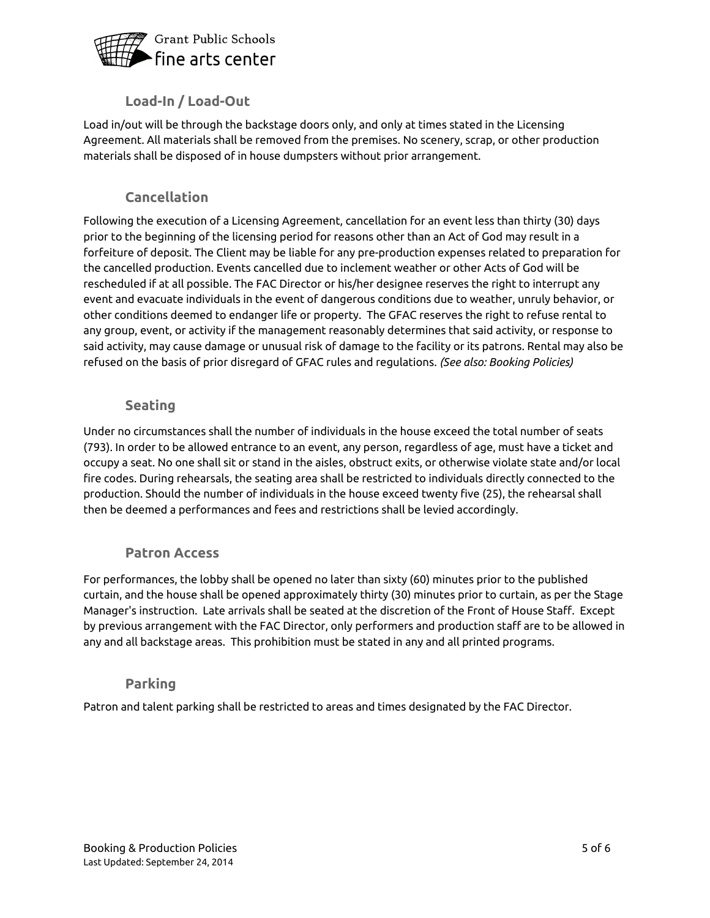## Load-In / Load-Out

Load in/out will be through the backstage doors only, and only at times stated in the Licensing Agreement. All materials shall be removed from the premises. No scenery, scrap, or other production materials shall be disposed of in house dumpsters without prior arrangement.

## Cancellation

Following the execution of a Licensing Agreement, cancellation for an event less than thirty (30) days prior to the beginning of the licensing period for reasons other than an Act of God may result in a forfeiture of deposit. The Client may be liable for any pre-production expenses related to preparation for the cancelled production. Events cancelled due to inclement weather or other Acts of God will be rescheduled if at all possible. The FAC Director or his/her designee reserves the right to interrupt any event and evacuate individuals in the event of dangerous conditions due to weather, unruly behavior, or other conditions deemed to endanger life or property. The GFAC reserves the right to refuse rental to any group, event, or activity if the management reasonably determines that said activity, or response to said activity, may cause damage or unusual risk of damage to the facility or its patrons. Rental may also be refused on the basis of prior disregard of GFAC rules and regulations. *(See also: Booking Policies)*

## Seating

Under no circumstances shall the number of individuals in the house exceed the total number of seats (793). In order to be allowed entrance to an event, any person, regardless of age, must have a ticket and occupy a seat. No one shall sit or stand in the aisles, obstruct exits, or otherwise violate state and/or local fire codes. During rehearsals, the seating area shall be restricted to individuals directly connected to the production. Should the number of individuals in the house exceed twenty five (25), the rehearsal shall then be deemed a performances and fees and restrictions shall be levied accordingly.

## Patron Access

For performances, the lobby shall be opened no later than sixty (60) minutes prior to the published curtain, and the house shall be opened approximately thirty (30) minutes prior to curtain, as per the Stage Manager's instruction. Late arrivals shall be seated at the discretion of the Front of House Staff. Except by previous arrangement with the FAC Director, only performers and production staff are to be allowed in any and all backstage areas. This prohibition must be stated in any and all printed programs.

## Parking

Patron and talent parking shall be restricted to areas and times designated by the FAC Director.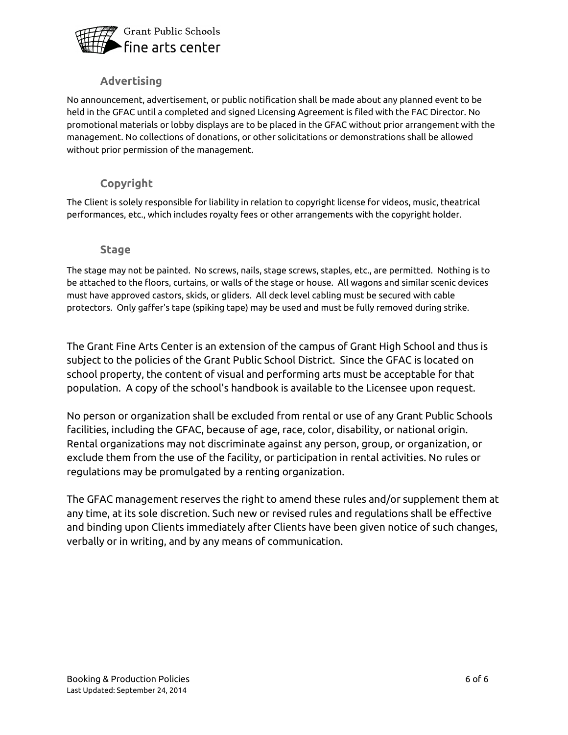### Advertising

No announcement, advertisement, or public notification shall be made about any planned event to be held in the GFAC until a completed and signed Licensing Agreement is filed with the FAC Director. No promotional materials or lobby displays are to be placed in the GFAC without prior arrangement with the management. No collections of donations, or other solicitations or demonstrations shall be allowed without prior permission of the management.

### Copyright

The Client is solely responsible for liability in relation to copyright license for videos, music, theatrical performances, etc., which includes royalty fees or other arrangements with the copyright holder.

### Stage

The stage may not be painted. No screws, nails, stage screws, staples, etc., are permitted. Nothing is to be attached to the floors, curtains, or walls of the stage or house. All wagons and similar scenic devices must have approved castors, skids, or gliders. All deck level cabling must be secured with cable protectors. Only gaffer's tape (spiking tape) may be used and must be fully removed during strike.

The Grant Fine Arts Center is an extension of the campus of Grant High School and thus is subject to the policies of the Grant Public School District. Since the GFAC is located on school property, the content of visual and performing arts must be acceptable for that population. A copy of the school's handbook is available to the Licensee upon request.

No person or organization shall be excluded from rental or use of any Grant Public Schools facilities, including the GFAC, because of age, race, color, disability, or national origin. Rental organizations may not discriminate against any person, group, or organization, or exclude them from the use of the facility, or participation in rental activities. No rules or regulations may be promulgated by a renting organization.

The GFAC management reserves the right to amend these rules and/or supplement them at any time, at its sole discretion. Such new or revised rules and regulations shall be effective and binding upon Clients immediately after Clients have been given notice of such changes, verbally or in writing, and by any means of communication.